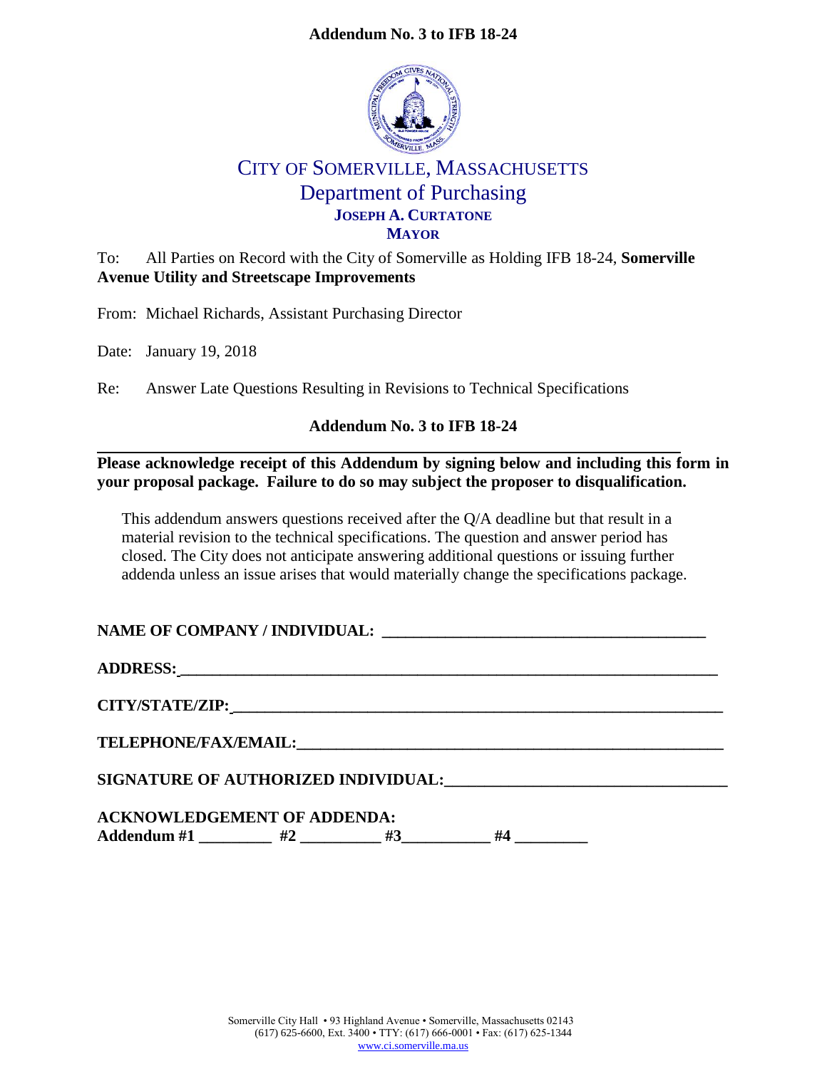**Addendum No. 3 to IFB 18-24**

# CITY OF SOMERVILLE, MASSACHUSETTS
## Department of Purchasing
**JOSEPH A. CURTATONE**
**MAYOR**

To: All Parties on Record with the City of Somerville as Holding IFB 18-24, **Somerville Avenue Utility and Streetscape Improvements**

From: Michael Richards, Assistant Purchasing Director

Date: January 19, 2018

Re: Answer Late Questions Resulting in Revisions to Technical Specifications

**Addendum No. 3 to IFB 18-24**

---

**Please acknowledge receipt of this Addendum by signing below and including this form in your proposal package. Failure to do so may subject the proposer to disqualification.**

This addendum answers questions received after the Q/A deadline but that result in a material revision to the technical specifications. The question and answer period has closed. The City does not anticipate answering additional questions or issuing further addenda unless an issue arises that would materially change the specifications package.

**NAME OF COMPANY / INDIVIDUAL:** ______________________________________

**ADDRESS:** ______________________________________

**CITY/STATE/ZIP:** ______________________________________

**TELEPHONE/FAX/EMAIL:** ______________________________________

**SIGNATURE OF AUTHORIZED INDIVIDUAL:** ______________________________________

**ACKNOWLEDGEMENT OF ADDENDA:**
**Addendum #1** _________ **#2** __________ **#3** ___________ **#4** _________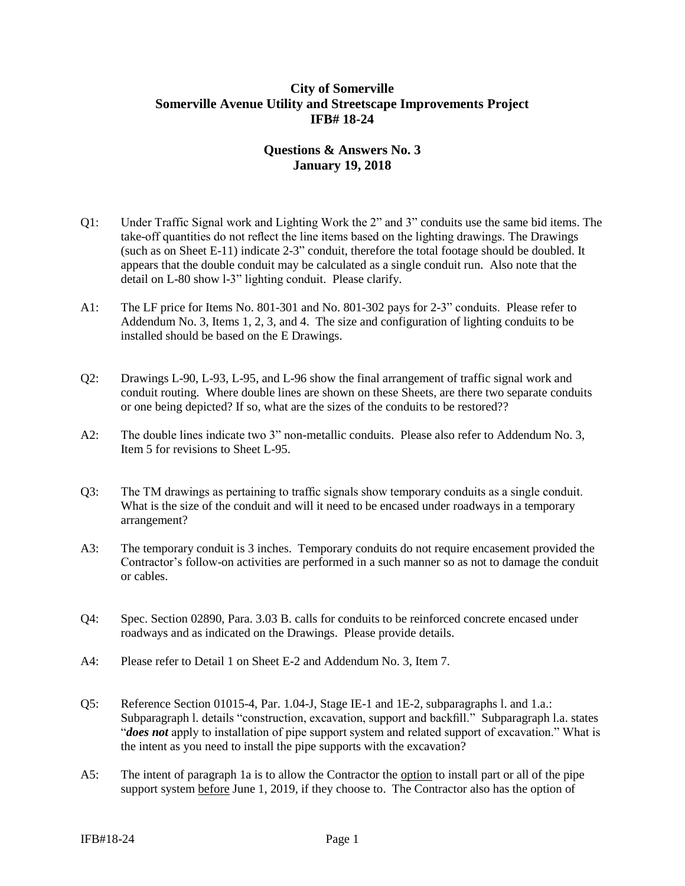**City of Somerville**
**Somerville Avenue Utility and Streetscape Improvements Project**
**IFB# 18-24**

**Questions & Answers No. 3**
**January 19, 2018**

Q1: Under Traffic Signal work and Lighting Work the 2" and 3" conduits use the same bid items. The take-off quantities do not reflect the line items based on the lighting drawings. The Drawings (such as on Sheet E-11) indicate 2-3" conduit, therefore the total footage should be doubled. It appears that the double conduit may be calculated as a single conduit run. Also note that the detail on L-80 show l-3" lighting conduit. Please clarify.

A1: The LF price for Items No. 801-301 and No. 801-302 pays for 2-3" conduits. Please refer to Addendum No. 3, Items 1, 2, 3, and 4. The size and configuration of lighting conduits to be installed should be based on the E Drawings.

Q2: Drawings L-90, L-93, L-95, and L-96 show the final arrangement of traffic signal work and conduit routing. Where double lines are shown on these Sheets, are there two separate conduits or one being depicted? If so, what are the sizes of the conduits to be restored??

A2: The double lines indicate two 3" non-metallic conduits. Please also refer to Addendum No. 3, Item 5 for revisions to Sheet L-95.

Q3: The TM drawings as pertaining to traffic signals show temporary conduits as a single conduit. What is the size of the conduit and will it need to be encased under roadways in a temporary arrangement?

A3: The temporary conduit is 3 inches. Temporary conduits do not require encasement provided the Contractor's follow-on activities are performed in a such manner so as not to damage the conduit or cables.

Q4: Spec. Section 02890, Para. 3.03 B. calls for conduits to be reinforced concrete encased under roadways and as indicated on the Drawings. Please provide details.

A4: Please refer to Detail 1 on Sheet E-2 and Addendum No. 3, Item 7.

Q5: Reference Section 01015-4, Par. 1.04-J, Stage IE-1 and 1E-2, subparagraphs l. and 1.a.: Subparagraph l. details "construction, excavation, support and backfill." Subparagraph l.a. states "***does not*** apply to installation of pipe support system and related support of excavation." What is the intent as you need to install the pipe supports with the excavation?

A5: The intent of paragraph 1a is to allow the Contractor the <u>option</u> to install part or all of the pipe support system <u>before</u> June 1, 2019, if they choose to. The Contractor also has the option of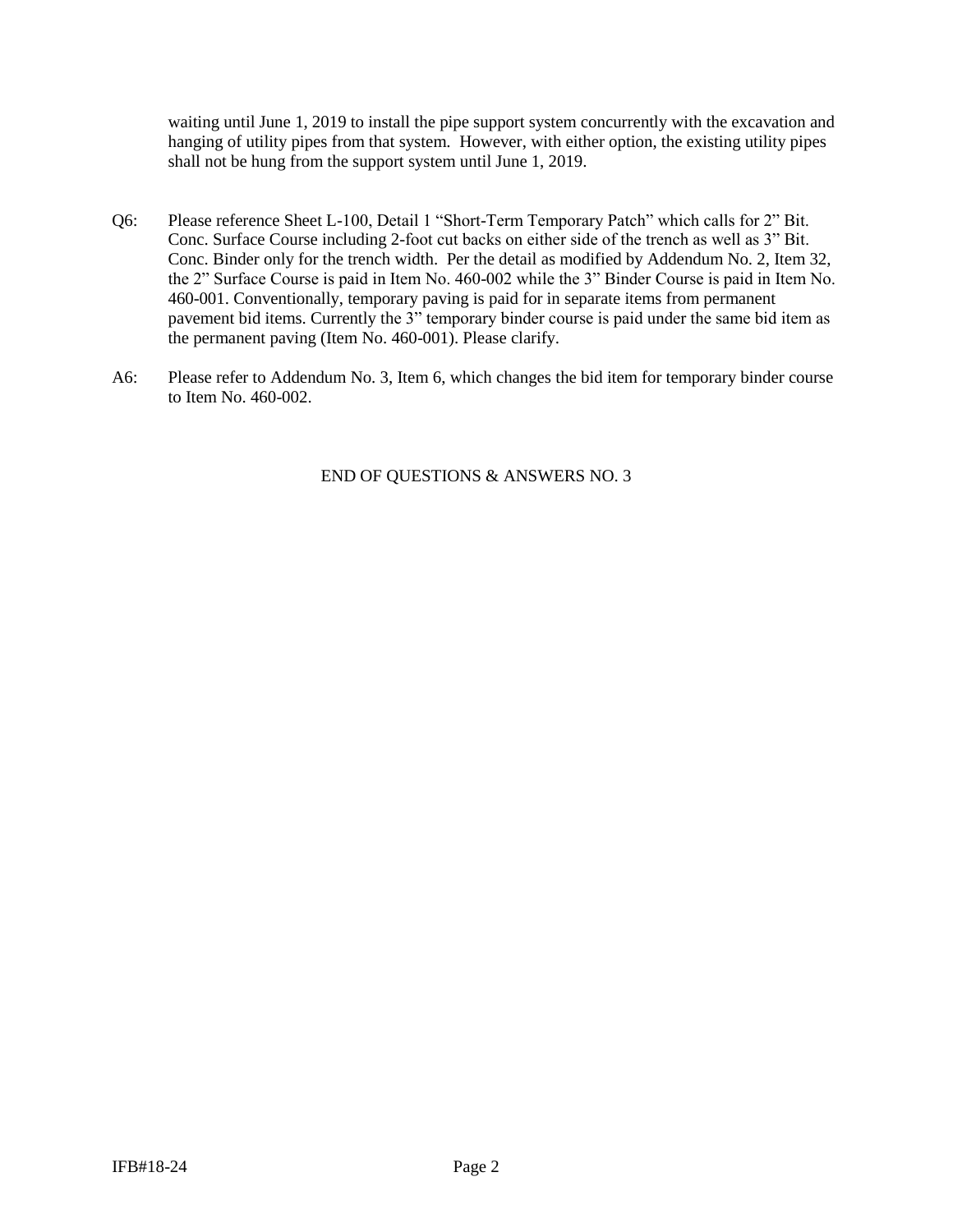waiting until June 1, 2019 to install the pipe support system concurrently with the excavation and hanging of utility pipes from that system. However, with either option, the existing utility pipes shall not be hung from the support system until June 1, 2019.

Q6: Please reference Sheet L-100, Detail 1 "Short-Term Temporary Patch" which calls for 2" Bit. Conc. Surface Course including 2-foot cut backs on either side of the trench as well as 3" Bit. Conc. Binder only for the trench width. Per the detail as modified by Addendum No. 2, Item 32, the 2" Surface Course is paid in Item No. 460-002 while the 3" Binder Course is paid in Item No. 460-001. Conventionally, temporary paving is paid for in separate items from permanent pavement bid items. Currently the 3" temporary binder course is paid under the same bid item as the permanent paving (Item No. 460-001). Please clarify.

A6: Please refer to Addendum No. 3, Item 6, which changes the bid item for temporary binder course to Item No. 460-002.

END OF QUESTIONS & ANSWERS NO. 3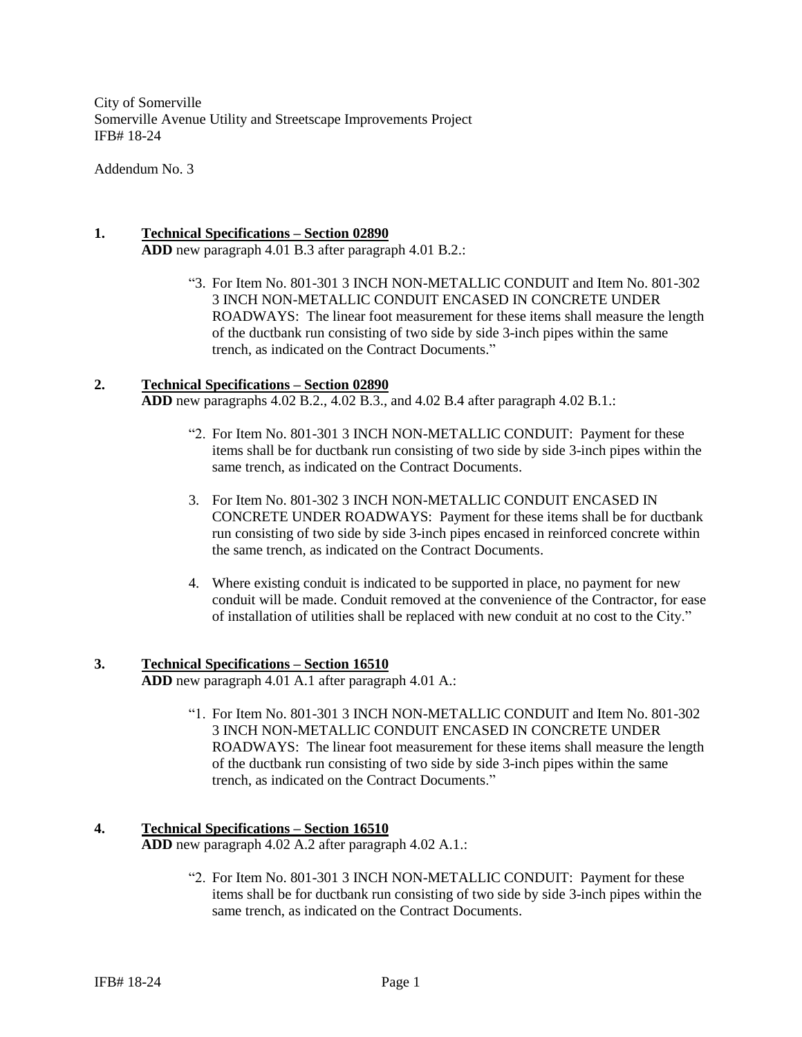City of Somerville
Somerville Avenue Utility and Streetscape Improvements Project
IFB# 18-24

Addendum No. 3

**1. Technical Specifications – Section 02890**

**ADD** new paragraph 4.01 B.3 after paragraph 4.01 B.2.:

> "3. For Item No. 801-301 3 INCH NON-METALLIC CONDUIT and Item No. 801-302 3 INCH NON-METALLIC CONDUIT ENCASED IN CONCRETE UNDER ROADWAYS: The linear foot measurement for these items shall measure the length of the ductbank run consisting of two side by side 3-inch pipes within the same trench, as indicated on the Contract Documents."

**2. Technical Specifications – Section 02890**

**ADD** new paragraphs 4.02 B.2., 4.02 B.3., and 4.02 B.4 after paragraph 4.02 B.1.:

> "2. For Item No. 801-301 3 INCH NON-METALLIC CONDUIT: Payment for these items shall be for ductbank run consisting of two side by side 3-inch pipes within the same trench, as indicated on the Contract Documents.
>
> 3. For Item No. 801-302 3 INCH NON-METALLIC CONDUIT ENCASED IN CONCRETE UNDER ROADWAYS: Payment for these items shall be for ductbank run consisting of two side by side 3-inch pipes encased in reinforced concrete within the same trench, as indicated on the Contract Documents.
>
> 4. Where existing conduit is indicated to be supported in place, no payment for new conduit will be made. Conduit removed at the convenience of the Contractor, for ease of installation of utilities shall be replaced with new conduit at no cost to the City."

**3. Technical Specifications – Section 16510**

**ADD** new paragraph 4.01 A.1 after paragraph 4.01 A.:

> "1. For Item No. 801-301 3 INCH NON-METALLIC CONDUIT and Item No. 801-302 3 INCH NON-METALLIC CONDUIT ENCASED IN CONCRETE UNDER ROADWAYS: The linear foot measurement for these items shall measure the length of the ductbank run consisting of two side by side 3-inch pipes within the same trench, as indicated on the Contract Documents."

**4. Technical Specifications – Section 16510**

**ADD** new paragraph 4.02 A.2 after paragraph 4.02 A.1.:

> "2. For Item No. 801-301 3 INCH NON-METALLIC CONDUIT: Payment for these items shall be for ductbank run consisting of two side by side 3-inch pipes within the same trench, as indicated on the Contract Documents.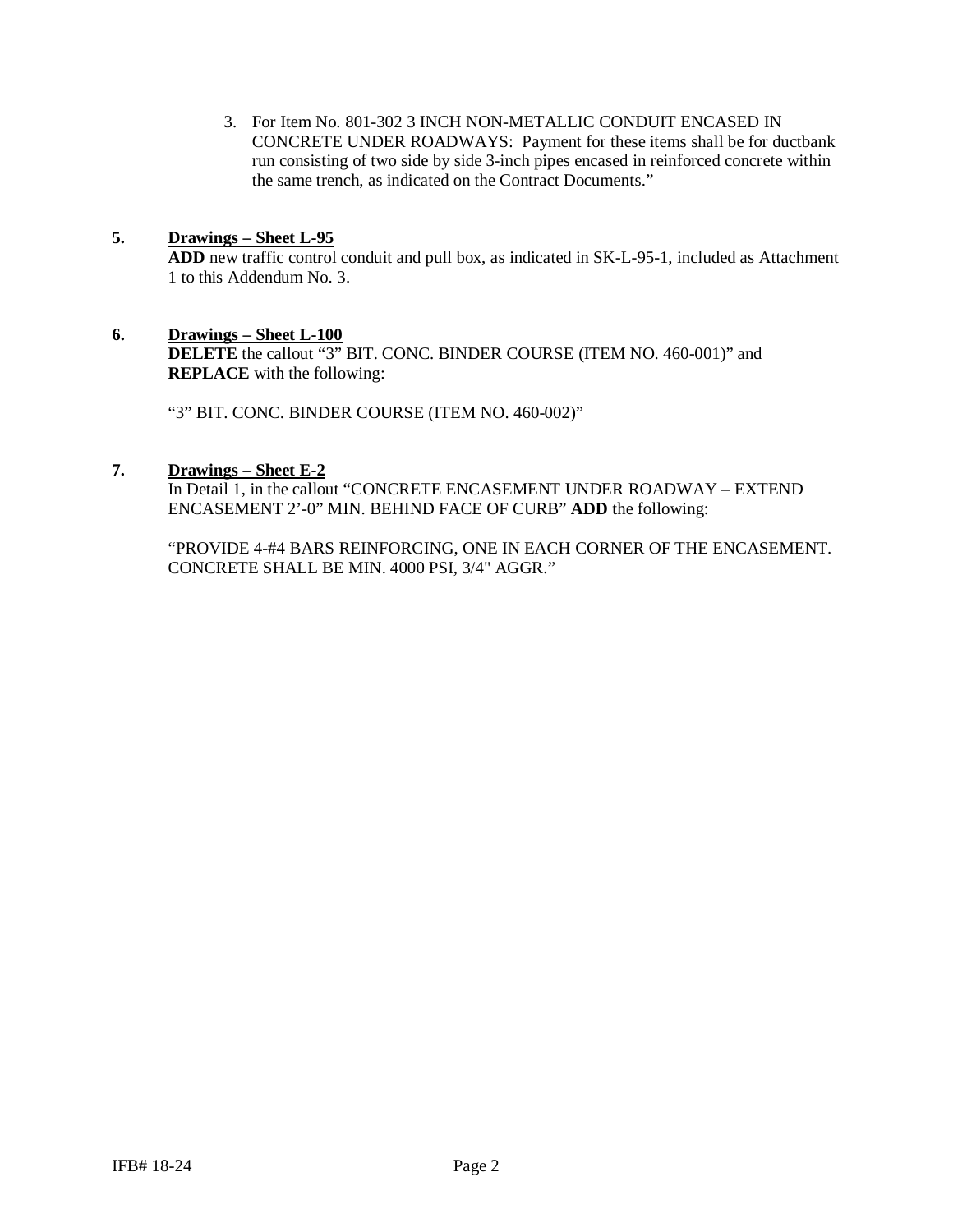3. For Item No. 801-302 3 INCH NON-METALLIC CONDUIT ENCASED IN CONCRETE UNDER ROADWAYS: Payment for these items shall be for ductbank run consisting of two side by side 3-inch pipes encased in reinforced concrete within the same trench, as indicated on the Contract Documents."

**5. Drawings – Sheet L-95**

**ADD** new traffic control conduit and pull box, as indicated in SK-L-95-1, included as Attachment 1 to this Addendum No. 3.

**6. Drawings – Sheet L-100**

**DELETE** the callout "3" BIT. CONC. BINDER COURSE (ITEM NO. 460-001)" and **REPLACE** with the following:

"3" BIT. CONC. BINDER COURSE (ITEM NO. 460-002)"

**7. Drawings – Sheet E-2**

In Detail 1, in the callout "CONCRETE ENCASEMENT UNDER ROADWAY – EXTEND ENCASEMENT 2'-0" MIN. BEHIND FACE OF CURB" **ADD** the following:

"PROVIDE 4-#4 BARS REINFORCING, ONE IN EACH CORNER OF THE ENCASEMENT. CONCRETE SHALL BE MIN. 4000 PSI, 3/4" AGGR."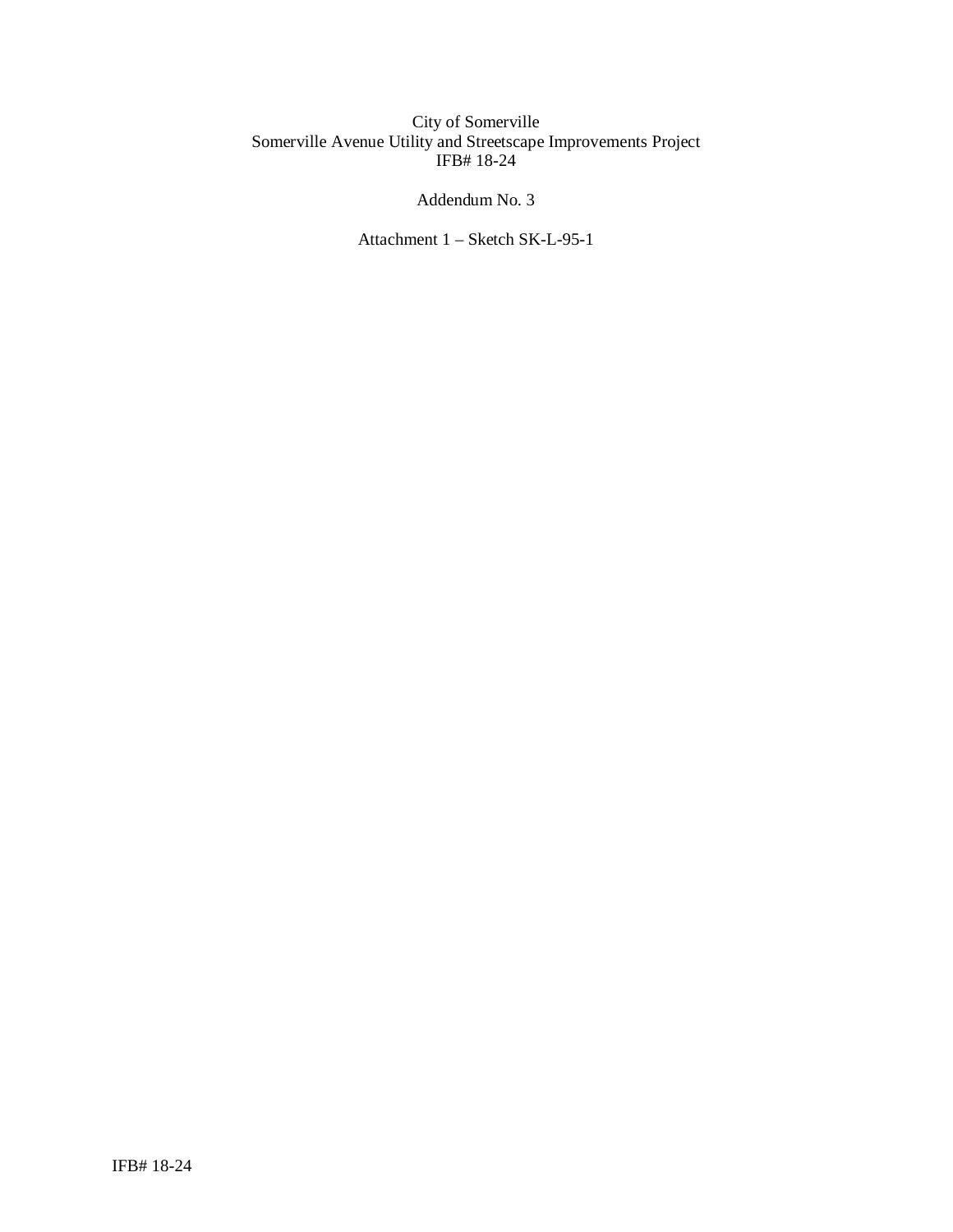City of Somerville
Somerville Avenue Utility and Streetscape Improvements Project
IFB# 18-24

Addendum No. 3

Attachment 1 – Sketch SK-L-95-1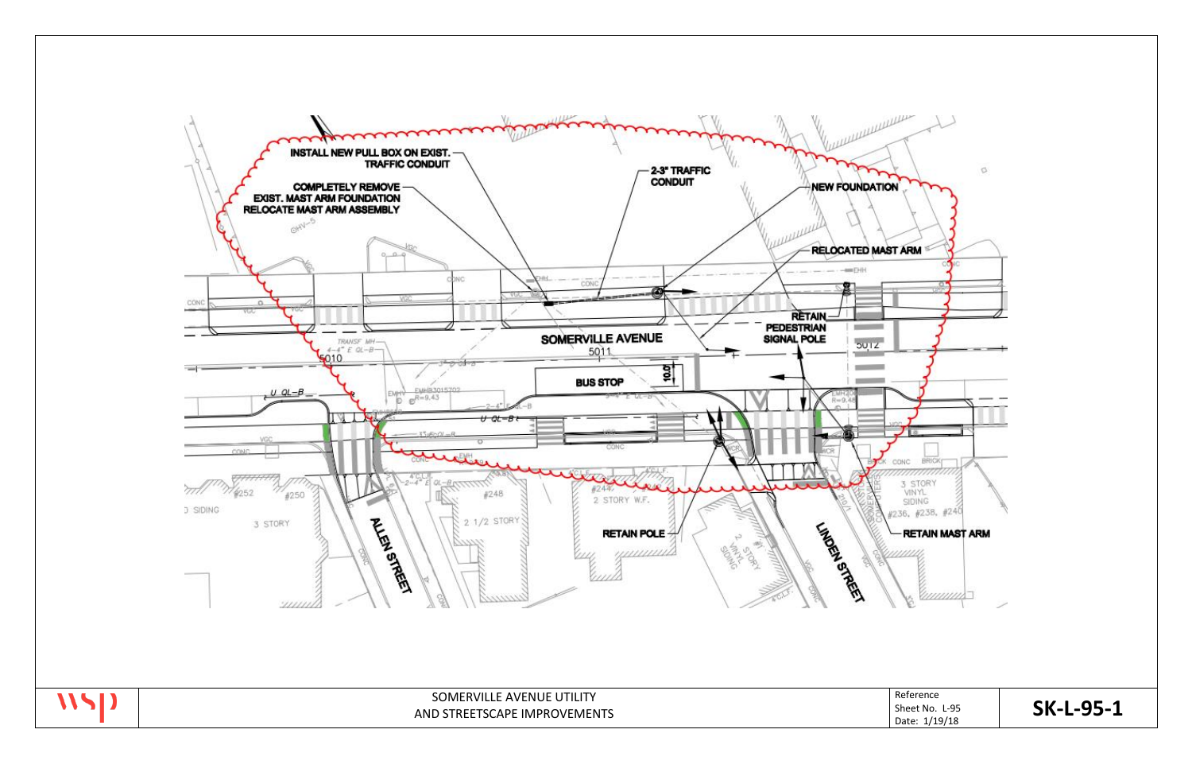INSTALL NEW PULL BOX ON EXIST. TRAFFIC CONDUIT

COMPLETELY REMOVE EXIST. MAST ARM FOUNDATION RELOCATE MAST ARM ASSEMBLY

2-3" TRAFFIC CONDUIT

NEW FOUNDATION

RELOCATED MAST ARM

RETAIN PEDESTRIAN SIGNAL POLE

SOMERVILLE AVENUE

5010

5011

5012

BUS STOP

10.0'

RETAIN POLE

RETAIN MAST ARM

ALLEN STREET

LINDEN STREET

SOMERVILLE AVENUE UTILITY AND STREETSCAPE IMPROVEMENTS

Reference
Sheet No. L-95
Date: 1/19/18

**SK-L-95-1**